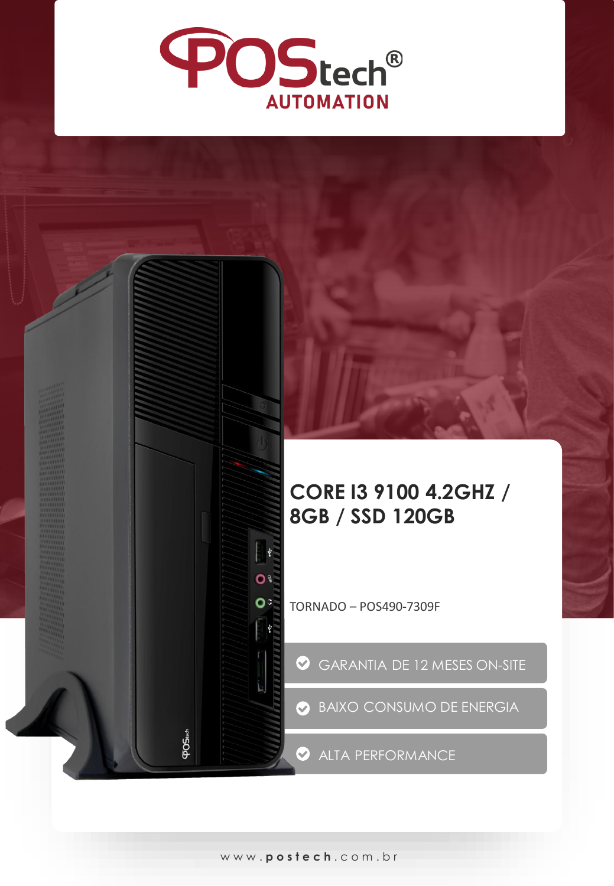# POStech® AUTOMATION

## CORE I3 9100 4.2GHZ / 8GB / SSD 120GB

TORNADO – POS490-7309F

- GARANTIA DE 12 MESES ON-SITE
- BAIXO CONSUMO DE ENERGIA
- ALTA PERFORMANCE

www.postech.com.br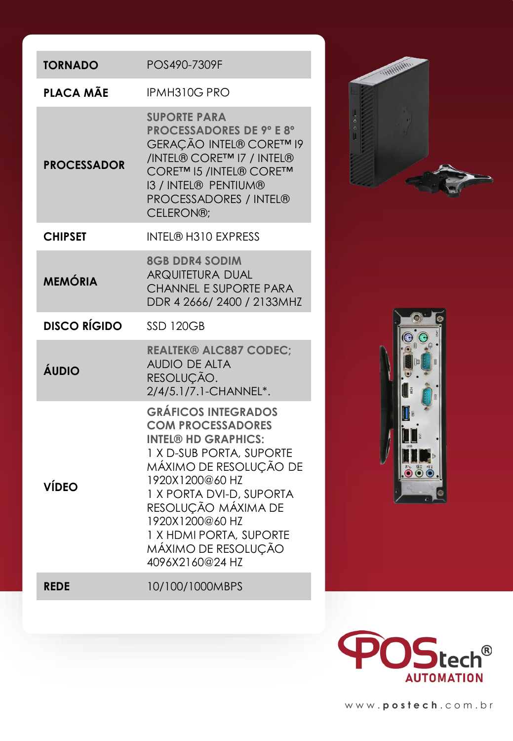| TORNADO | POS490-7309F |
|---|---|
| **PLACA MÃE** | IPMH310G PRO |
| **PROCESSADOR** | **SUPORTE PARA PROCESSADORES DE 9° E 8°** GERAÇÃO INTEL® CORE™ I9 /INTEL® CORE™ I7 / INTEL® CORE™ I5 /INTEL® CORE™ I3 / INTEL® PENTIUM® PROCESSADORES / INTEL® CELERON®; |
| **CHIPSET** | INTEL® H310 EXPRESS |
| **MEMÓRIA** | **8GB DDR4 SODIM** ARQUITETURA DUAL CHANNEL E SUPORTE PARA DDR 4 2666/ 2400 / 2133MHZ |
| **DISCO RÍGIDO** | SSD 120GB |
| **ÁUDIO** | **REALTEK® ALC887 CODEC;** AUDIO DE ALTA RESOLUÇÃO. 2/4/5.1/7.1-CHANNEL*. |
| **VÍDEO** | **GRÁFICOS INTEGRADOS COM PROCESSADORES INTEL® HD GRAPHICS:** 1 X D-SUB PORTA, SUPORTE MÁXIMO DE RESOLUÇÃO DE 1920X1200@60 HZ 1 X PORTA DVI-D, SUPORTA RESOLUÇÃO MÁXIMA DE 1920X1200@60 HZ 1 X HDMI PORTA, SUPORTE MÁXIMO DE RESOLUÇÃO 4096X2160@24 HZ |
| **REDE** | 10/100/1000MBPS |

POStech® AUTOMATION

www.postech.com.br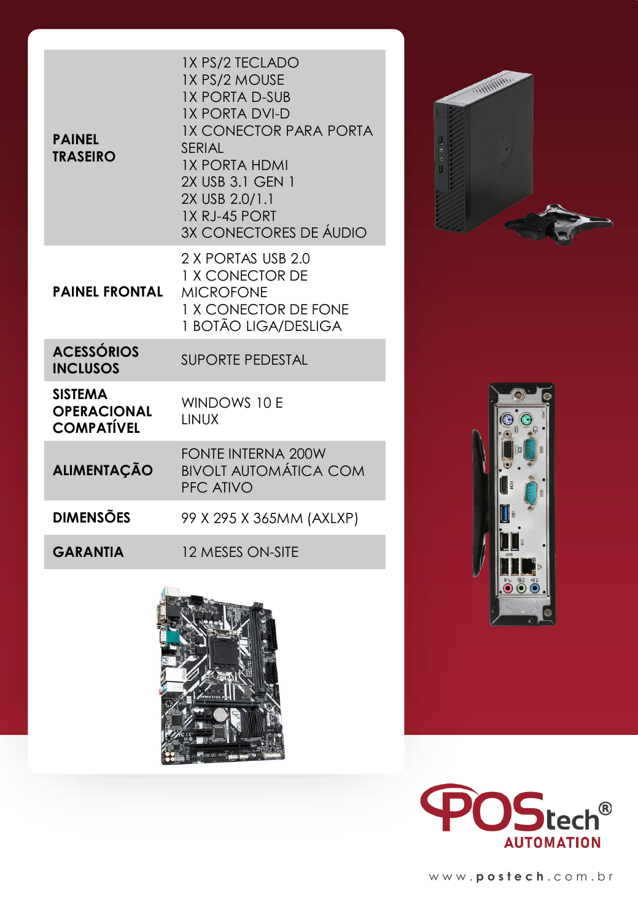| | |
|---|---|
| **PAINEL TRASEIRO** | 1X PS/2 TECLADO<br>1X PS/2 MOUSE<br>1X PORTA D-SUB<br>1X PORTA DVI-D<br>1X CONECTOR PARA PORTA SERIAL<br>1X PORTA HDMI<br>2X USB 3.1 GEN 1<br>2X USB 2.0/1.1<br>1X RJ-45 PORT<br>3X CONECTORES DE ÁUDIO |
| **PAINEL FRONTAL** | 2 X PORTAS USB 2.0<br>1 X CONECTOR DE MICROFONE<br>1 X CONECTOR DE FONE<br>1 BOTÃO LIGA/DESLIGA |
| **ACESSÓRIOS INCLUSOS** | SUPORTE PEDESTAL |
| **SISTEMA OPERACIONAL COMPATÍVEL** | WINDOWS 10 E LINUX |
| **ALIMENTAÇÃO** | FONTE INTERNA 200W BIVOLT AUTOMÁTICA COM PFC ATIVO |
| **DIMENSÕES** | 99 X 295 X 365MM (AXLXP) |
| **GARANTIA** | 12 MESES ON-SITE |

POStech® AUTOMATION

www.postech.com.br